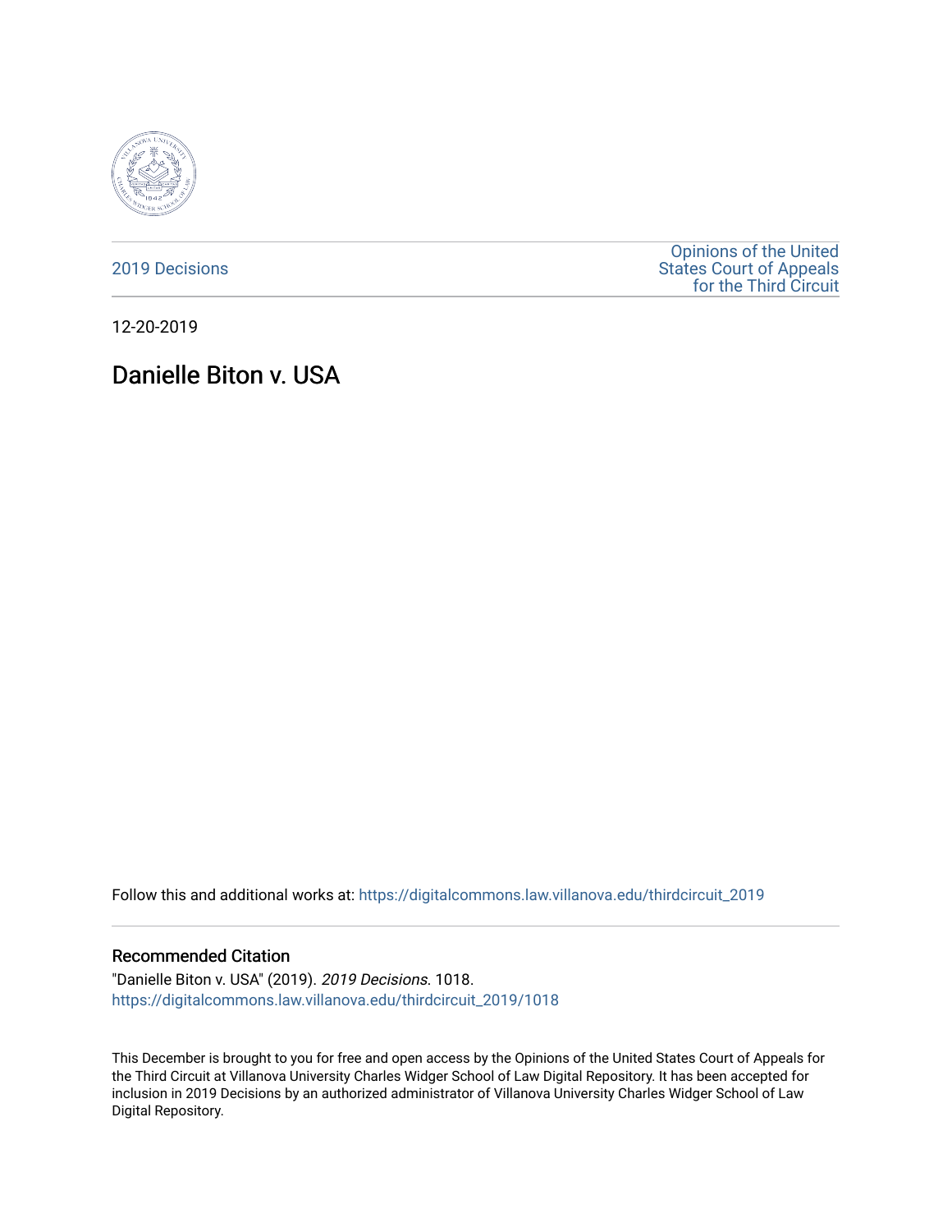2019 Decisions

Opinions of the United States Court of Appeals for the Third Circuit

12-20-2019

# Danielle Biton v. USA

Follow this and additional works at: https://digitalcommons.law.villanova.edu/thirdcircuit_2019

## Recommended Citation

"Danielle Biton v. USA" (2019). *2019 Decisions*. 1018.
https://digitalcommons.law.villanova.edu/thirdcircuit_2019/1018

This December is brought to you for free and open access by the Opinions of the United States Court of Appeals for the Third Circuit at Villanova University Charles Widger School of Law Digital Repository. It has been accepted for inclusion in 2019 Decisions by an authorized administrator of Villanova University Charles Widger School of Law Digital Repository.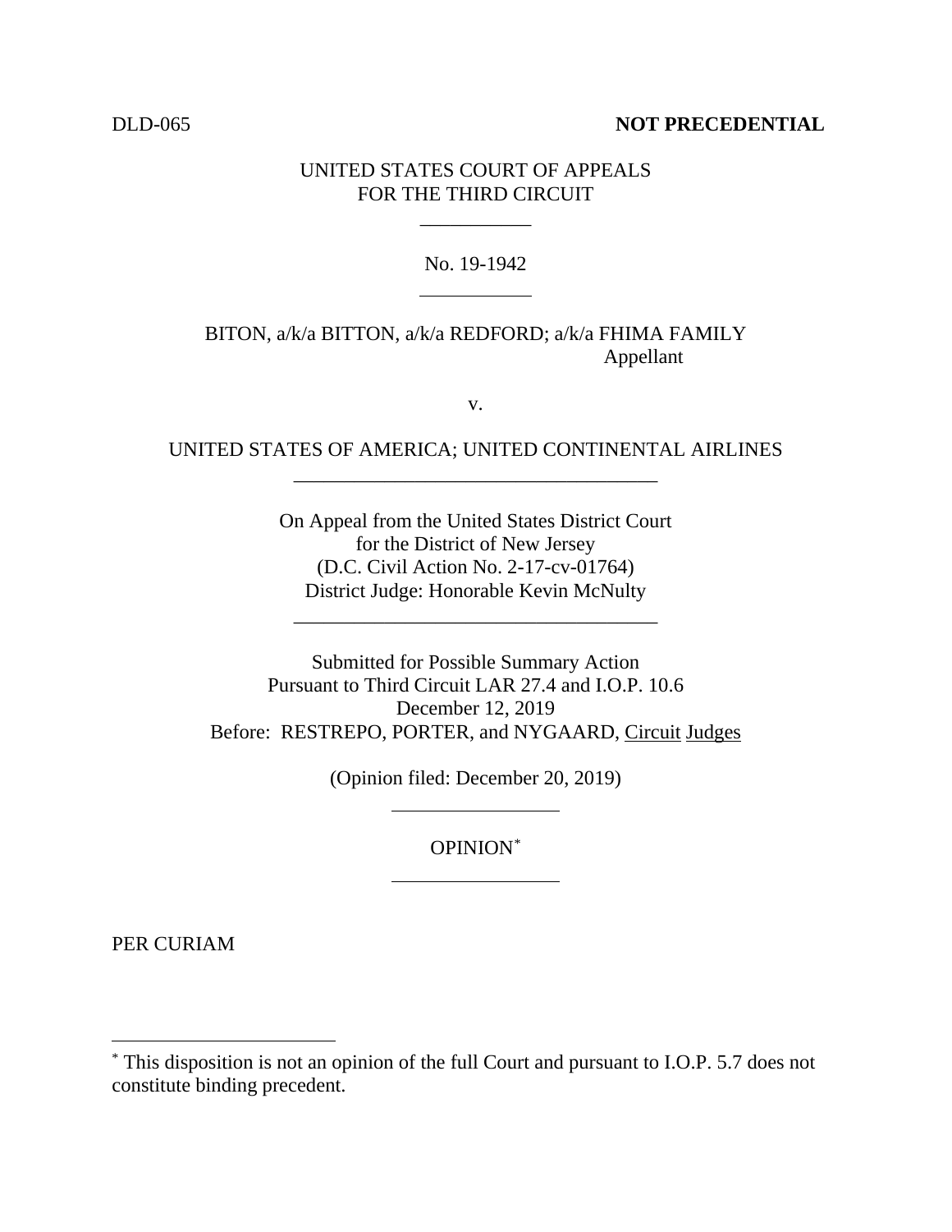DLD-065 **NOT PRECEDENTIAL**

UNITED STATES COURT OF APPEALS
FOR THE THIRD CIRCUIT

---

No. 19-1942

---

BITON, a/k/a BITTON, a/k/a REDFORD; a/k/a FHIMA FAMILY
Appellant

v.

UNITED STATES OF AMERICA; UNITED CONTINENTAL AIRLINES

---

On Appeal from the United States District Court
for the District of New Jersey
(D.C. Civil Action No. 2-17-cv-01764)
District Judge: Honorable Kevin McNulty

---

Submitted for Possible Summary Action
Pursuant to Third Circuit LAR 27.4 and I.O.P. 10.6
December 12, 2019
Before: RESTREPO, PORTER, and NYGAARD, Circuit Judges

(Opinion filed: December 20, 2019)

---

OPINION*

---

PER CURIAM

---

* This disposition is not an opinion of the full Court and pursuant to I.O.P. 5.7 does not constitute binding precedent.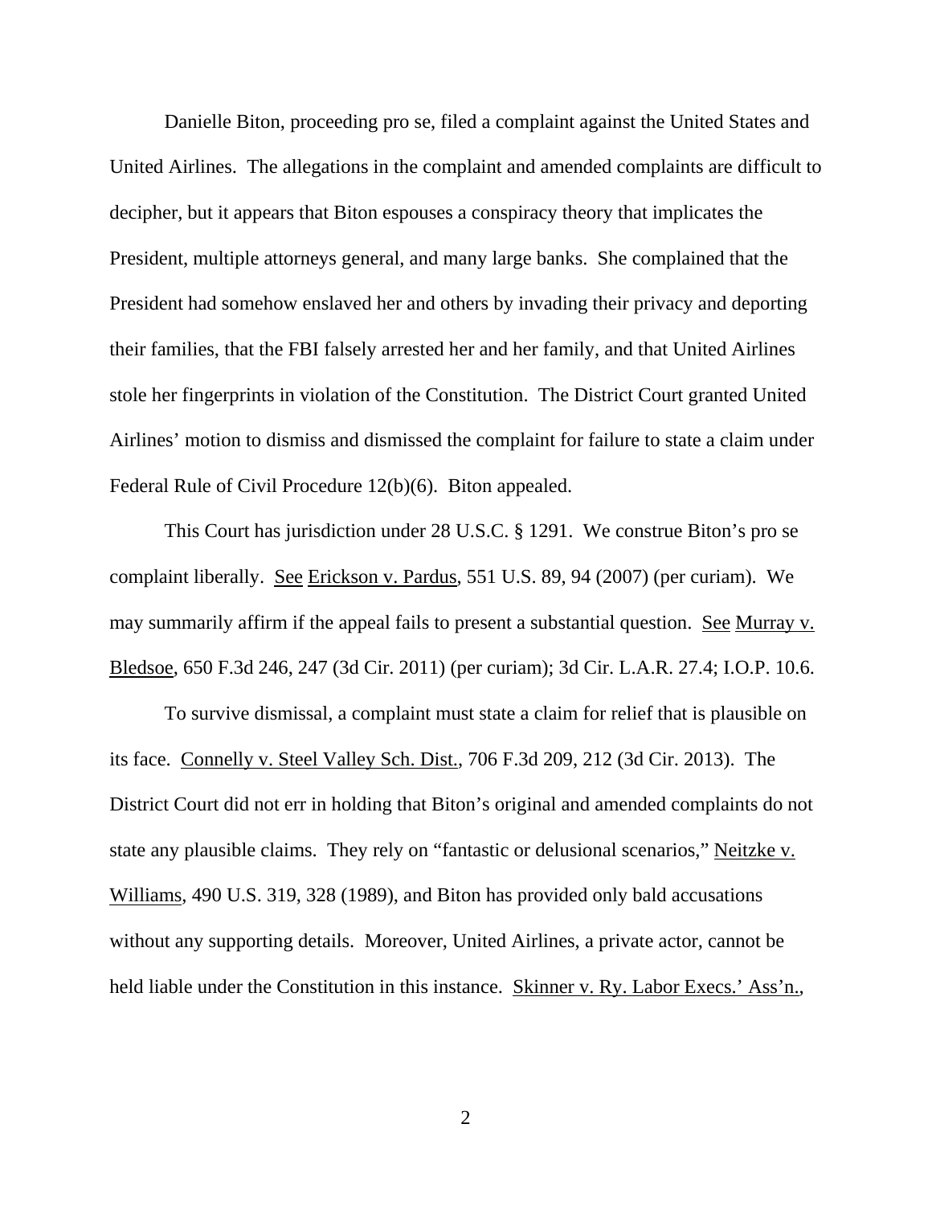Danielle Biton, proceeding pro se, filed a complaint against the United States and United Airlines. The allegations in the complaint and amended complaints are difficult to decipher, but it appears that Biton espouses a conspiracy theory that implicates the President, multiple attorneys general, and many large banks. She complained that the President had somehow enslaved her and others by invading their privacy and deporting their families, that the FBI falsely arrested her and her family, and that United Airlines stole her fingerprints in violation of the Constitution. The District Court granted United Airlines' motion to dismiss and dismissed the complaint for failure to state a claim under Federal Rule of Civil Procedure 12(b)(6). Biton appealed.

This Court has jurisdiction under 28 U.S.C. § 1291. We construe Biton's pro se complaint liberally. See Erickson v. Pardus, 551 U.S. 89, 94 (2007) (per curiam). We may summarily affirm if the appeal fails to present a substantial question. See Murray v. Bledsoe, 650 F.3d 246, 247 (3d Cir. 2011) (per curiam); 3d Cir. L.A.R. 27.4; I.O.P. 10.6.

To survive dismissal, a complaint must state a claim for relief that is plausible on its face. Connelly v. Steel Valley Sch. Dist., 706 F.3d 209, 212 (3d Cir. 2013). The District Court did not err in holding that Biton's original and amended complaints do not state any plausible claims. They rely on "fantastic or delusional scenarios," Neitzke v. Williams, 490 U.S. 319, 328 (1989), and Biton has provided only bald accusations without any supporting details. Moreover, United Airlines, a private actor, cannot be held liable under the Constitution in this instance. Skinner v. Ry. Labor Execs.' Ass'n.,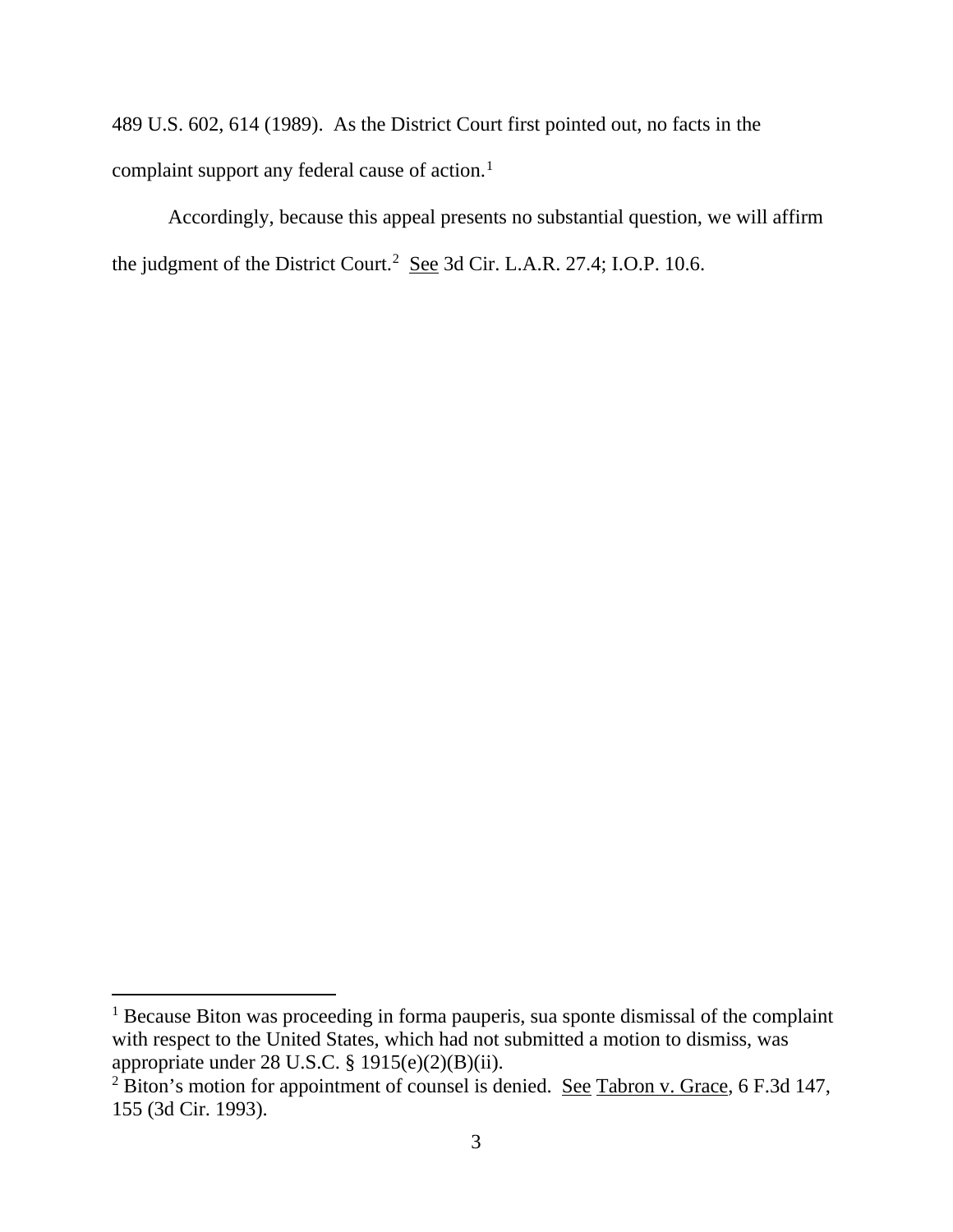489 U.S. 602, 614 (1989). As the District Court first pointed out, no facts in the complaint support any federal cause of action.[1]

Accordingly, because this appeal presents no substantial question, we will affirm the judgment of the District Court.[2] See 3d Cir. L.A.R. 27.4; I.O.P. 10.6.

---

[1] Because Biton was proceeding in forma pauperis, sua sponte dismissal of the complaint with respect to the United States, which had not submitted a motion to dismiss, was appropriate under 28 U.S.C. § 1915(e)(2)(B)(ii).

[2] Biton's motion for appointment of counsel is denied. See Tabron v. Grace, 6 F.3d 147, 155 (3d Cir. 1993).